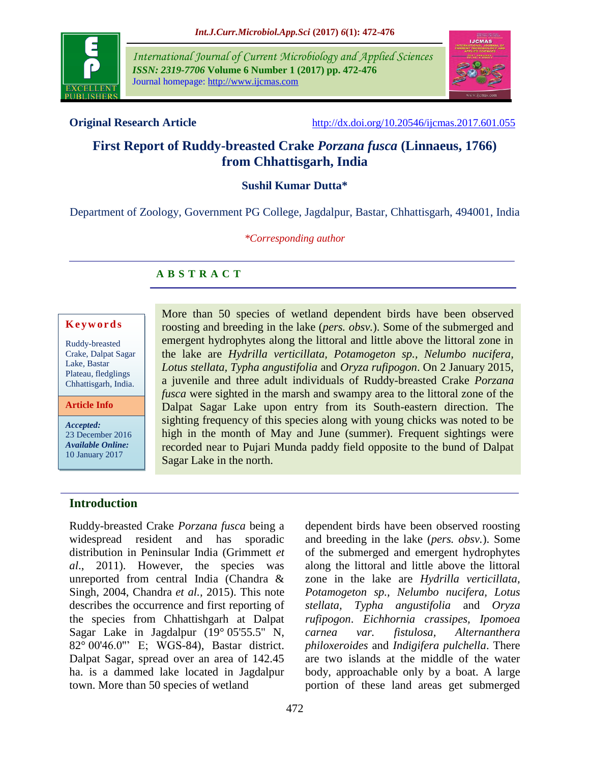**Original Research Article** https://doi.org/10.20546/ijcmas.2017.601.055

# First Report of Ruddy-breasted Crake *Porzana fusca* (Linnaeus, 1766) from Chhattisgarh, India

**Sushil Kumar Dutta***

Department of Zoology, Government PG College, Jagdalpur, Bastar, Chhattisgarh, 494001, India

*\*Corresponding author*

## A B S T R A C T

**Keywords**

Ruddy-breasted Crake, Dalpat Sagar Lake, Bastar Plateau, fledglings Chhattisgarh, India.

**Article Info**

***Accepted:*** 23 December 2016
***Available Online:*** 10 January 2017

More than 50 species of wetland dependent birds have been observed roosting and breeding in the lake (*pers. obsv.*). Some of the submerged and emergent hydrophytes along the littoral and little above the littoral zone in the lake are *Hydrilla verticillata, Potamogeton sp., Nelumbo nucifera, Lotus stellata, Typha angustifolia* and *Oryza rufipogon*. On 2 January 2015, a juvenile and three adult individuals of Ruddy-breasted Crake *Porzana fusca* were sighted in the marsh and swampy area to the littoral zone of the Dalpat Sagar Lake upon entry from its South-eastern direction. The sighting frequency of this species along with young chicks was noted to be high in the month of May and June (summer). Frequent sightings were recorded near to Pujari Munda paddy field opposite to the bund of Dalpat Sagar Lake in the north.

## Introduction

Ruddy-breasted Crake *Porzana fusca* being a widespread resident and has sporadic distribution in Peninsular India (Grimmett *et al*., 2011). However, the species was unreported from central India (Chandra & Singh, 2004, Chandra *et al.,* 2015). This note describes the occurrence and first reporting of the species from Chhattishgarh at Dalpat Sagar Lake in Jagdalpur (19° 05'55.5" N, 82° 00'46.0"' E; WGS-84), Bastar district. Dalpat Sagar, spread over an area of 142.45 ha. is a dammed lake located in Jagdalpur town. More than 50 species of wetland dependent birds have been observed roosting and breeding in the lake (*pers. obsv.*). Some of the submerged and emergent hydrophytes along the littoral and little above the littoral zone in the lake are *Hydrilla verticillata, Potamogeton sp., Nelumbo nucifera, Lotus stellata, Typha angustifolia* and *Oryza rufipogon*. *Eichhornia crassipes, Ipomoea carnea var. fistulosa, Alternanthera philoxeroides* and *Indigifera pulchella*. There are two islands at the middle of the water body, approachable only by a boat. A large portion of these land areas get submerged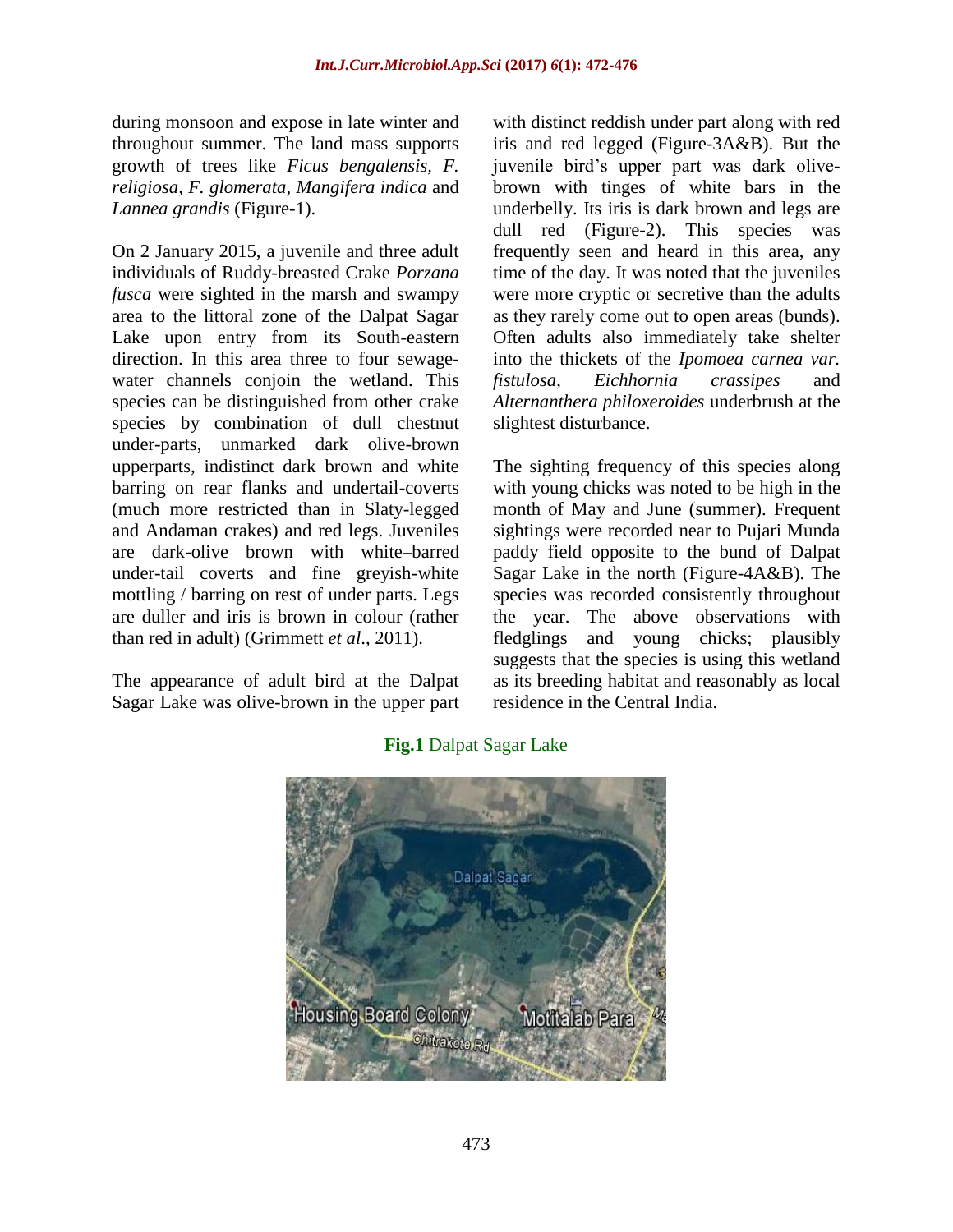during monsoon and expose in late winter and throughout summer. The land mass supports growth of trees like *Ficus bengalensis*, *F. religiosa*, *F. glomerata*, *Mangifera indica* and *Lannea grandis* (Figure-1).

On 2 January 2015, a juvenile and three adult individuals of Ruddy-breasted Crake *Porzana fusca* were sighted in the marsh and swampy area to the littoral zone of the Dalpat Sagar Lake upon entry from its South-eastern direction. In this area three to four sewage-water channels conjoin the wetland. This species can be distinguished from other crake species by combination of dull chestnut under-parts, unmarked dark olive-brown upperparts, indistinct dark brown and white barring on rear flanks and undertail-coverts (much more restricted than in Slaty-legged and Andaman crakes) and red legs. Juveniles are dark-olive brown with white–barred under-tail coverts and fine greyish-white mottling / barring on rest of under parts. Legs are duller and iris is brown in colour (rather than red in adult) (Grimmett *et al*., 2011).

The appearance of adult bird at the Dalpat Sagar Lake was olive-brown in the upper part with distinct reddish under part along with red iris and red legged (Figure-3A&B). But the juvenile bird's upper part was dark olive-brown with tinges of white bars in the underbelly. Its iris is dark brown and legs are dull red (Figure-2). This species was frequently seen and heard in this area, any time of the day. It was noted that the juveniles were more cryptic or secretive than the adults as they rarely come out to open areas (bunds). Often adults also immediately take shelter into the thickets of the *Ipomoea carnea var. fistulosa*, *Eichhornia crassipes* and *Alternanthera philoxeroides* underbrush at the slightest disturbance.

The sighting frequency of this species along with young chicks was noted to be high in the month of May and June (summer). Frequent sightings were recorded near to Pujari Munda paddy field opposite to the bund of Dalpat Sagar Lake in the north (Figure-4A&B). The species was recorded consistently throughout the year. The above observations with fledglings and young chicks; plausibly suggests that the species is using this wetland as its breeding habitat and reasonably as local residence in the Central India.

**Fig.1** Dalpat Sagar Lake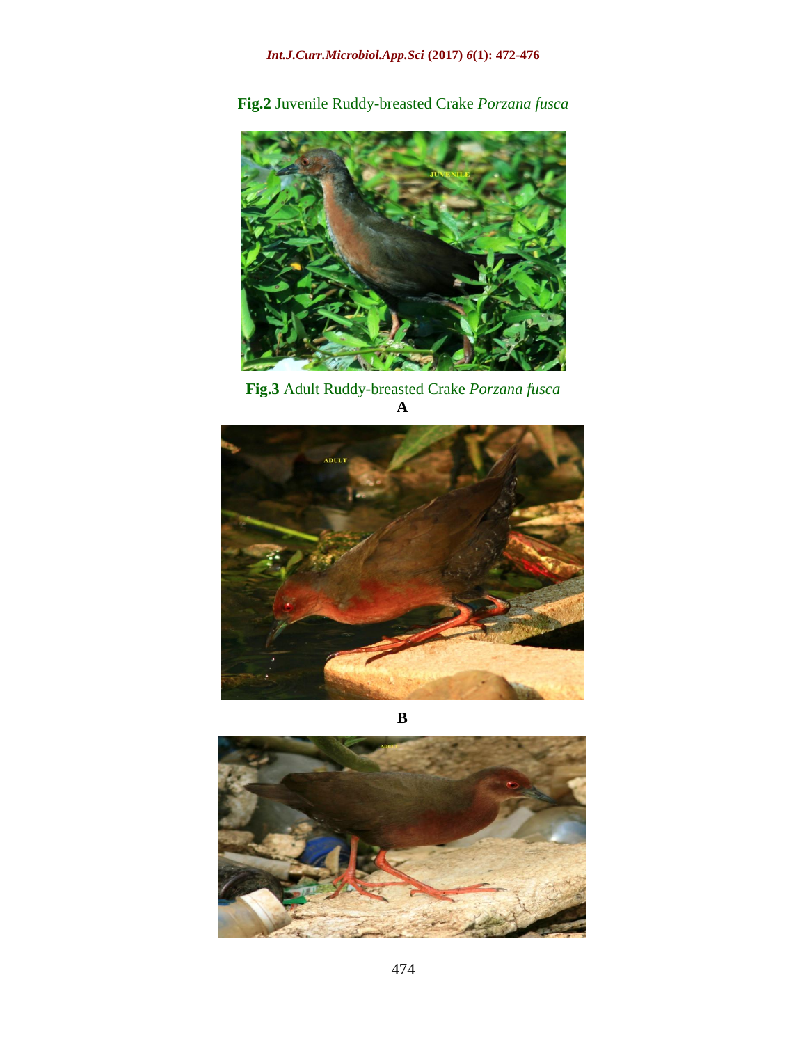**Fig.2** Juvenile Ruddy-breasted Crake *Porzana fusca*

**Fig.3** Adult Ruddy-breasted Crake *Porzana fusca*

**A**

**B**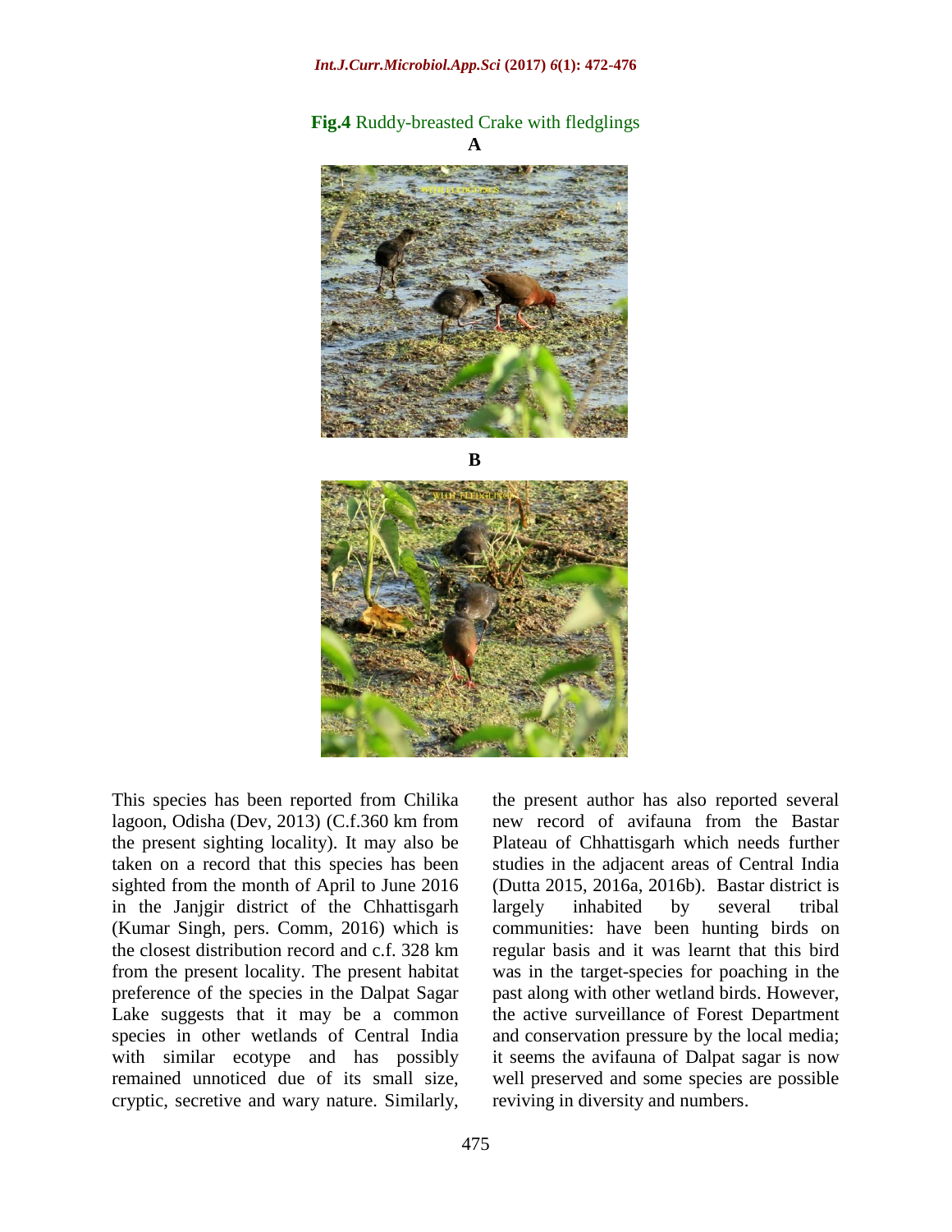**Fig.4** Ruddy-breasted Crake with fledglings

**A**

**B**

This species has been reported from Chilika lagoon, Odisha (Dev, 2013) (C.f.360 km from the present sighting locality). It may also be taken on a record that this species has been sighted from the month of April to June 2016 in the Janjgir district of the Chhattisgarh (Kumar Singh, pers. Comm, 2016) which is the closest distribution record and c.f. 328 km from the present locality. The present habitat preference of the species in the Dalpat Sagar Lake suggests that it may be a common species in other wetlands of Central India with similar ecotype and has possibly remained unnoticed due of its small size, cryptic, secretive and wary nature. Similarly, the present author has also reported several new record of avifauna from the Bastar Plateau of Chhattisgarh which needs further studies in the adjacent areas of Central India (Dutta 2015, 2016a, 2016b). Bastar district is largely inhabited by several tribal communities: have been hunting birds on regular basis and it was learnt that this bird was in the target-species for poaching in the past along with other wetland birds. However, the active surveillance of Forest Department and conservation pressure by the local media; it seems the avifauna of Dalpat sagar is now well preserved and some species are possible reviving in diversity and numbers.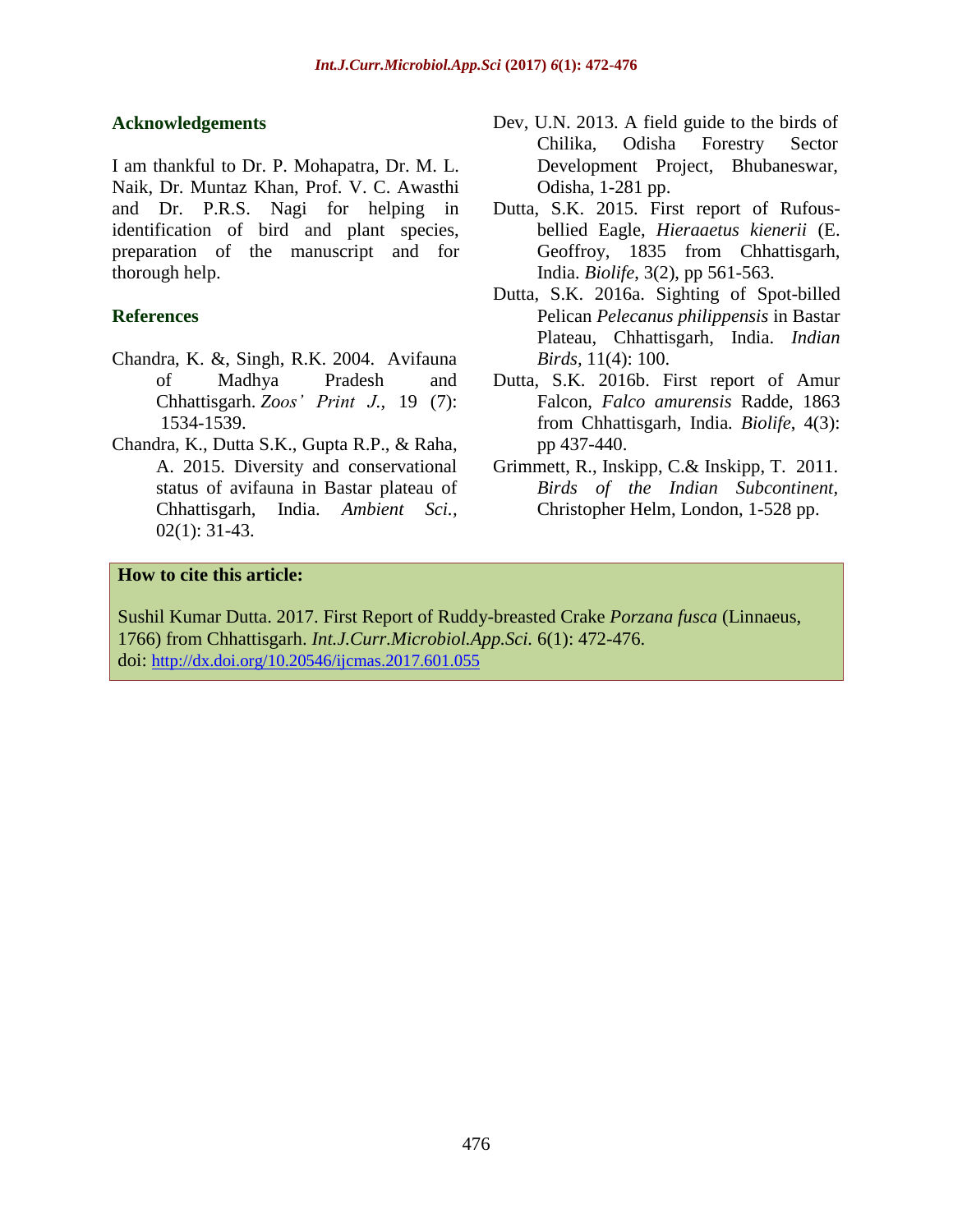## Acknowledgements

I am thankful to Dr. P. Mohapatra, Dr. M. L. Naik, Dr. Muntaz Khan, Prof. V. C. Awasthi and Dr. P.R.S. Nagi for helping in identification of bird and plant species, preparation of the manuscript and for thorough help.

## References

Chandra, K. &, Singh, R.K. 2004. Avifauna of Madhya Pradesh and Chhattisgarh. *Zoos' Print J.,* 19 (7): 1534-1539.

Chandra, K., Dutta S.K., Gupta R.P., & Raha, A. 2015. Diversity and conservational status of avifauna in Bastar plateau of Chhattisgarh, India. *Ambient Sci.,* 02(1): 31-43.

Dev, U.N. 2013. A field guide to the birds of Chilika, Odisha Forestry Sector Development Project, Bhubaneswar, Odisha, 1-281 pp.

Dutta, S.K. 2015. First report of Rufous-bellied Eagle, *Hieraaetus kienerii* (E. Geoffroy, 1835 from Chhattisgarh, India. *Biolife*, 3(2), pp 561-563.

Dutta, S.K. 2016a. Sighting of Spot-billed Pelican *Pelecanus philippensis* in Bastar Plateau, Chhattisgarh, India. *Indian Birds,* 11(4): 100.

Dutta, S.K. 2016b. First report of Amur Falcon, *Falco amurensis* Radde, 1863 from Chhattisgarh, India. *Biolife*, 4(3): pp 437-440.

Grimmett, R., Inskipp, C.& Inskipp, T. 2011. *Birds of the Indian Subcontinent,* Christopher Helm, London, 1-528 pp.

**How to cite this article:**

Sushil Kumar Dutta. 2017. First Report of Ruddy-breasted Crake *Porzana fusca* (Linnaeus, 1766) from Chhattisgarh. *Int.J.Curr.Microbiol.App.Sci.* 6(1): 472-476.
doi: http://dx.doi.org/10.20546/ijcmas.2017.601.055